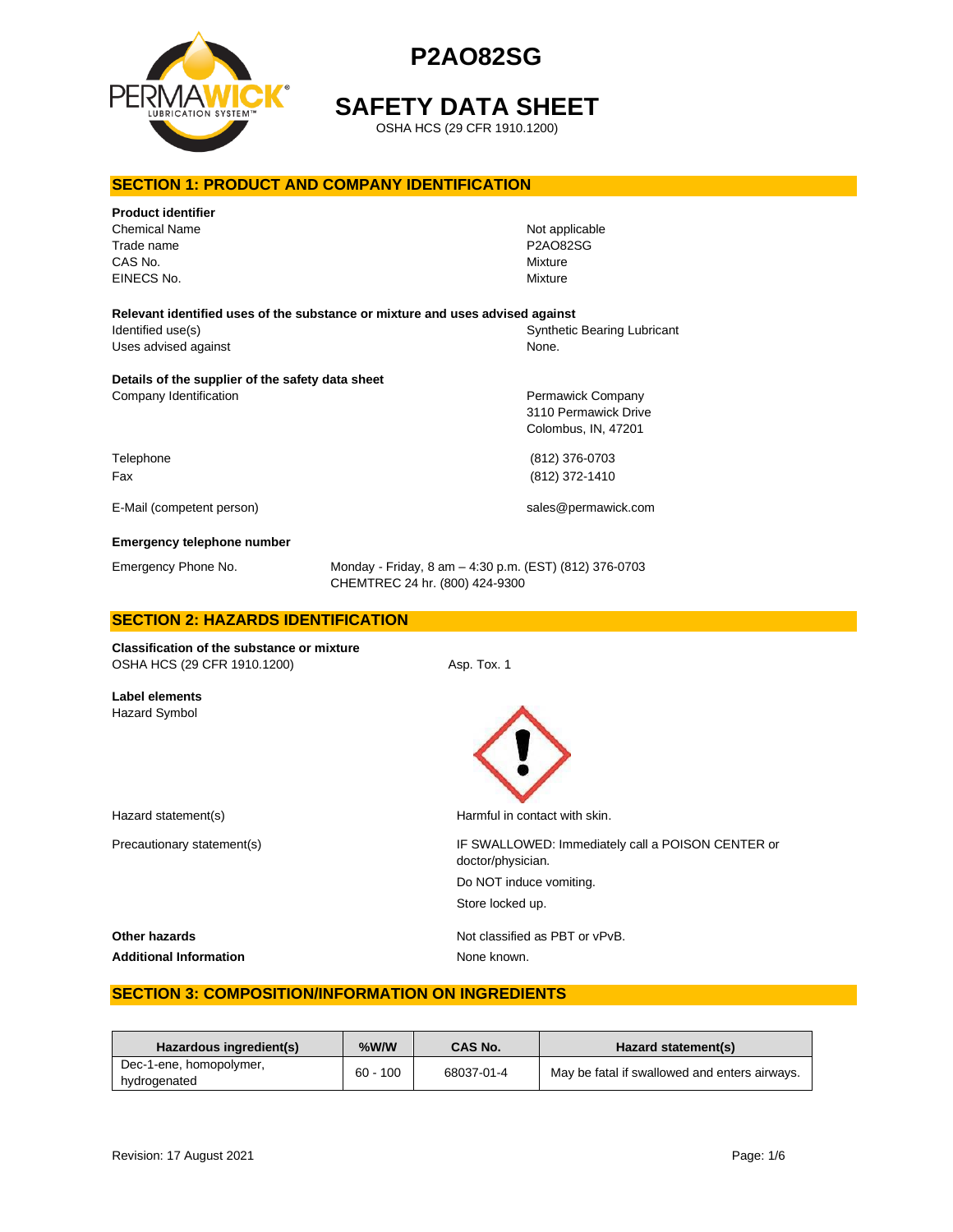# P2AO82SG

# SAFETY DATA SHEET

OSHA HCS (29 CFR 1910.1200)

## SECTION 1: PRODUCT AND COMPANY IDENTIFICATION

**Product identifier**

| | |
|---|---|
| Chemical Name | Not applicable |
| Trade name | P2AO82SG |
| CAS No. | Mixture |
| EINECS No. | Mixture |

**Relevant identified uses of the substance or mixture and uses advised against**

| | |
|---|---|
| Identified use(s) | Synthetic Bearing Lubricant |
| Uses advised against | None. |

**Details of the supplier of the safety data sheet**

| | |
|---|---|
| Company Identification | Permawick Company<br>3110 Permawick Drive<br>Colombus, IN, 47201 |
| Telephone | (812) 376-0703 |
| Fax | (812) 372-1410 |
| E-Mail (competent person) | sales@permawick.com |

**Emergency telephone number**

| | |
|---|---|
| Emergency Phone No. | Monday - Friday, 8 am – 4:30 p.m. (EST) (812) 376-0703<br>CHEMTREC 24 hr. (800) 424-9300 |

## SECTION 2: HAZARDS IDENTIFICATION

**Classification of the substance or mixture**

| | |
|---|---|
| OSHA HCS (29 CFR 1910.1200) | Asp. Tox. 1 |

**Label elements**

Hazard Symbol

| | |
|---|---|
| Hazard statement(s) | Harmful in contact with skin. |
| Precautionary statement(s) | IF SWALLOWED: Immediately call a POISON CENTER or doctor/physician.<br>Do NOT induce vomiting.<br>Store locked up. |
| **Other hazards** | Not classified as PBT or vPvB. |
| **Additional Information** | None known. |

## SECTION 3: COMPOSITION/INFORMATION ON INGREDIENTS

| Hazardous ingredient(s) | %W/W | CAS No. | Hazard statement(s) |
|---|---|---|---|
| Dec-1-ene, homopolymer, hydrogenated | 60 - 100 | 68037-01-4 | May be fatal if swallowed and enters airways. |

Revision: 17 August 2021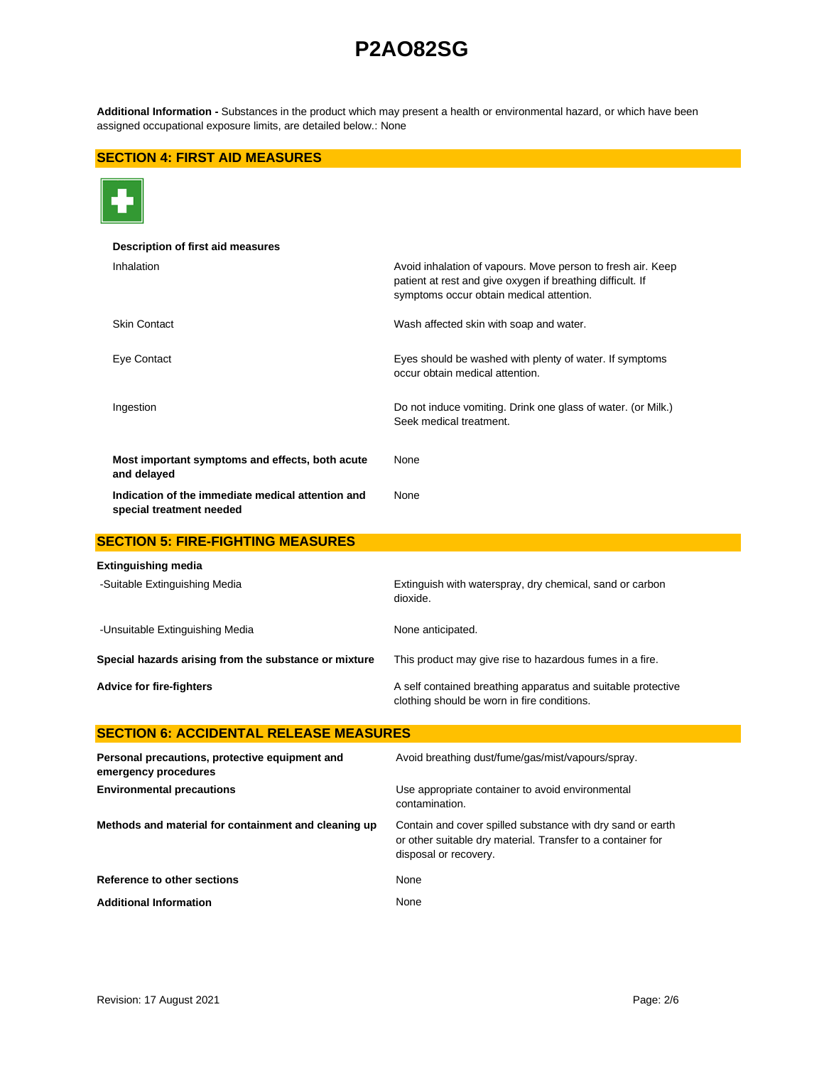**Additional Information -** Substances in the product which may present a health or environmental hazard, or which have been assigned occupational exposure limits, are detailed below.: None

## SECTION 4: FIRST AID MEASURES

**Description of first aid measures**

| | |
|---|---|
| Inhalation | Avoid inhalation of vapours. Move person to fresh air. Keep patient at rest and give oxygen if breathing difficult. If symptoms occur obtain medical attention. |
| Skin Contact | Wash affected skin with soap and water. |
| Eye Contact | Eyes should be washed with plenty of water. If symptoms occur obtain medical attention. |
| Ingestion | Do not induce vomiting. Drink one glass of water. (or Milk.) Seek medical treatment. |
| **Most important symptoms and effects, both acute and delayed** | None |
| **Indication of the immediate medical attention and special treatment needed** | None |

## SECTION 5: FIRE-FIGHTING MEASURES

**Extinguishing media**

| | |
|---|---|
| -Suitable Extinguishing Media | Extinguish with waterspray, dry chemical, sand or carbon dioxide. |
| -Unsuitable Extinguishing Media | None anticipated. |
| **Special hazards arising from the substance or mixture** | This product may give rise to hazardous fumes in a fire. |
| **Advice for fire-fighters** | A self contained breathing apparatus and suitable protective clothing should be worn in fire conditions. |

## SECTION 6: ACCIDENTAL RELEASE MEASURES

| | |
|---|---|
| **Personal precautions, protective equipment and emergency procedures** | Avoid breathing dust/fume/gas/mist/vapours/spray. |
| **Environmental precautions** | Use appropriate container to avoid environmental contamination. |
| **Methods and material for containment and cleaning up** | Contain and cover spilled substance with dry sand or earth or other suitable dry material. Transfer to a container for disposal or recovery. |
| **Reference to other sections** | None |
| **Additional Information** | None |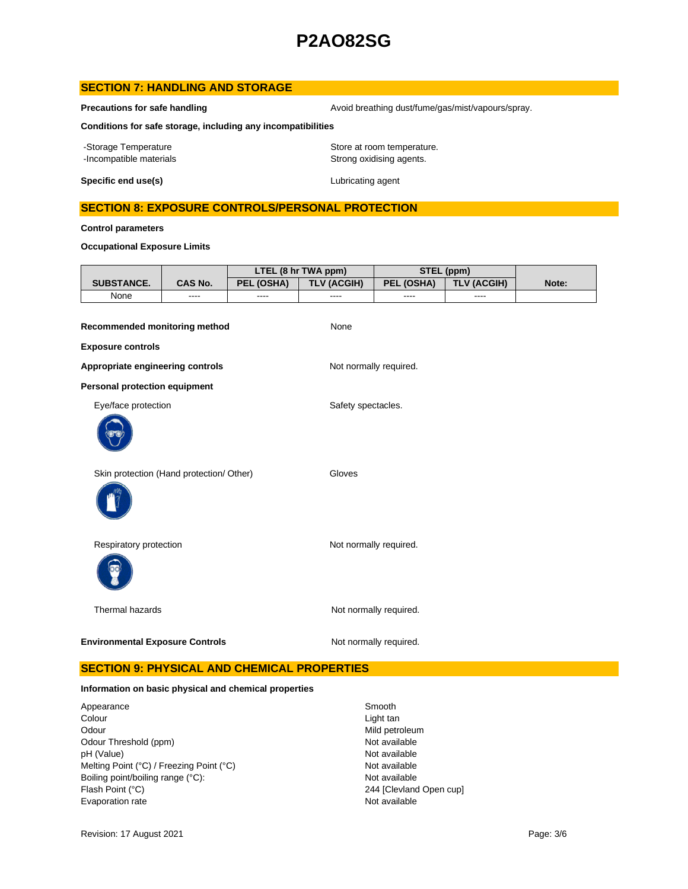# P2AO82SG

## SECTION 7: HANDLING AND STORAGE

**Precautions for safe handling** — Avoid breathing dust/fume/gas/mist/vapours/spray.

**Conditions for safe storage, including any incompatibilities**

- -Storage Temperature — Store at room temperature.
- -Incompatible materials — Strong oxidising agents.

**Specific end use(s)** — Lubricating agent

## SECTION 8: EXPOSURE CONTROLS/PERSONAL PROTECTION

**Control parameters**

**Occupational Exposure Limits**

| SUBSTANCE. | CAS No. | LTEL (8 hr TWA ppm) | | STEL (ppm) | | Note: |
|---|---|---|---|---|---|---|
| | | PEL (OSHA) | TLV (ACGIH) | PEL (OSHA) | TLV (ACGIH) | |
| None | ---- | ---- | ---- | ---- | ---- | |

**Recommended monitoring method** — None

**Exposure controls**

**Appropriate engineering controls** — Not normally required.

**Personal protection equipment**

Eye/face protection — Safety spectacles.

Skin protection (Hand protection/ Other) — Gloves

Respiratory protection — Not normally required.

Thermal hazards — Not normally required.

**Environmental Exposure Controls** — Not normally required.

## SECTION 9: PHYSICAL AND CHEMICAL PROPERTIES

**Information on basic physical and chemical properties**

| | |
|---|---|
| Appearance | Smooth |
| Colour | Light tan |
| Odour | Mild petroleum |
| Odour Threshold (ppm) | Not available |
| pH (Value) | Not available |
| Melting Point (°C) / Freezing Point (°C) | Not available |
| Boiling point/boiling range (°C): | Not available |
| Flash Point (°C) | 244 [Clevland Open cup] |
| Evaporation rate | Not available |

Revision: 17 August 2021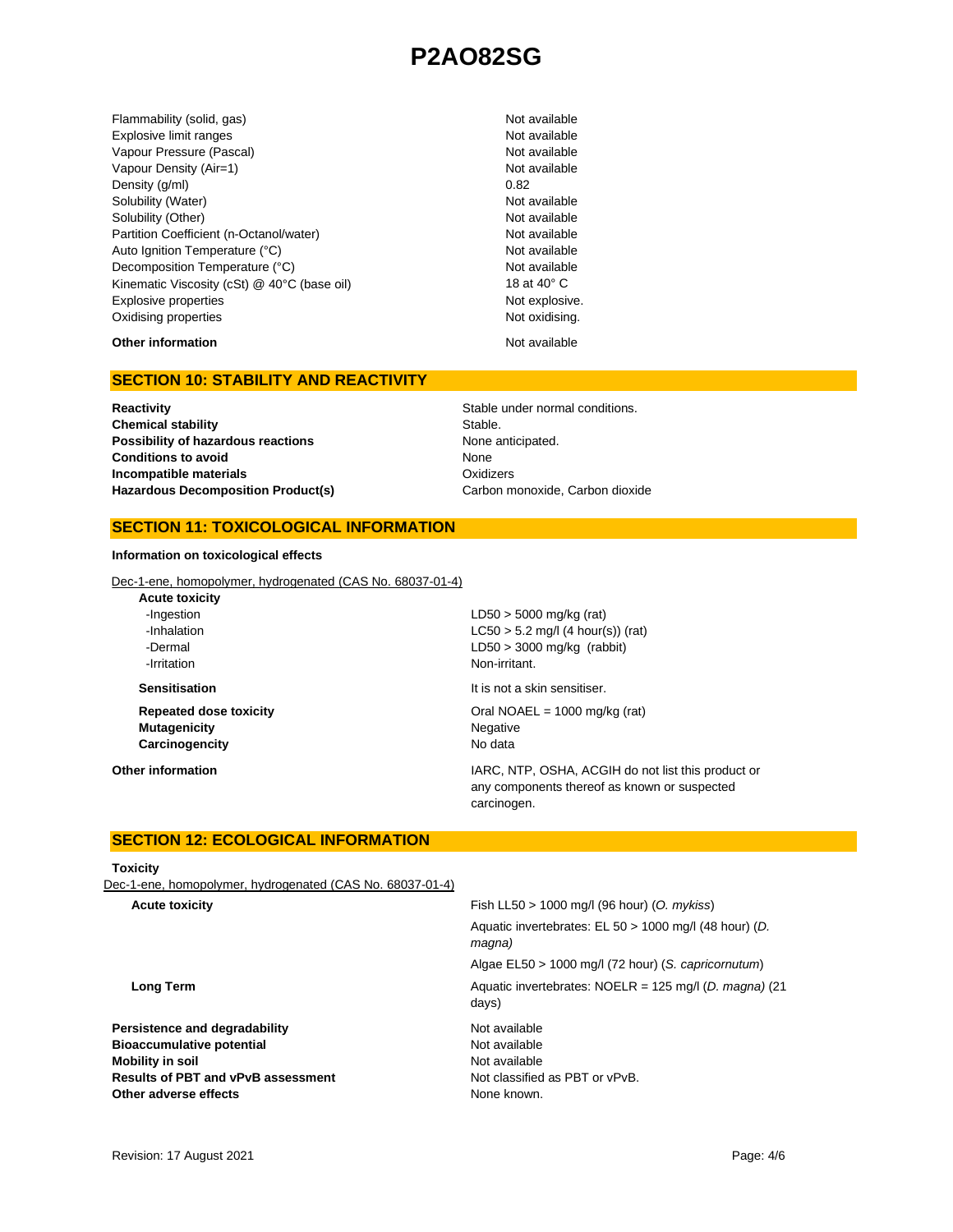| | |
|---|---|
| Flammability (solid, gas) | Not available |
| Explosive limit ranges | Not available |
| Vapour Pressure (Pascal) | Not available |
| Vapour Density (Air=1) | Not available |
| Density (g/ml) | 0.82 |
| Solubility (Water) | Not available |
| Solubility (Other) | Not available |
| Partition Coefficient (n-Octanol/water) | Not available |
| Auto Ignition Temperature (°C) | Not available |
| Decomposition Temperature (°C) | Not available |
| Kinematic Viscosity (cSt) @ 40°C (base oil) | 18 at 40° C |
| Explosive properties | Not explosive. |
| Oxidising properties | Not oxidising. |

**Other information** Not available

## SECTION 10: STABILITY AND REACTIVITY

| | |
|---|---|
| **Reactivity** | Stable under normal conditions. |
| **Chemical stability** | Stable. |
| **Possibility of hazardous reactions** | None anticipated. |
| **Conditions to avoid** | None |
| **Incompatible materials** | Oxidizers |
| **Hazardous Decomposition Product(s)** | Carbon monoxide, Carbon dioxide |

## SECTION 11: TOXICOLOGICAL INFORMATION

**Information on toxicological effects**

Dec-1-ene, homopolymer, hydrogenated (CAS No. 68037-01-4)

| | |
|---|---|
| **Acute toxicity** | |
| -Ingestion | LD50 > 5000 mg/kg (rat) |
| -Inhalation | LC50 > 5.2 mg/l (4 hour(s)) (rat) |
| -Dermal | LD50 > 3000 mg/kg (rabbit) |
| -Irritation | Non-irritant. |
| **Sensitisation** | It is not a skin sensitiser. |
| **Repeated dose toxicity** | Oral NOAEL = 1000 mg/kg (rat) |
| **Mutagenicity** | Negative |
| **Carcinogencity** | No data |

**Other information** IARC, NTP, OSHA, ACGIH do not list this product or any components thereof as known or suspected carcinogen.

## SECTION 12: ECOLOGICAL INFORMATION

**Toxicity**

Dec-1-ene, homopolymer, hydrogenated (CAS No. 68037-01-4)

| | |
|---|---|
| **Acute toxicity** | Fish LL50 > 1000 mg/l (96 hour) (*O. mykiss*) |
| | Aquatic invertebrates: EL 50 > 1000 mg/l (48 hour) (*D. magna)* |
| | Algae EL50 > 1000 mg/l (72 hour) (*S. capricornutum*) |
| **Long Term** | Aquatic invertebrates: NOELR = 125 mg/l (*D. magna)* (21 days) |

| | |
|---|---|
| **Persistence and degradability** | Not available |
| **Bioaccumulative potential** | Not available |
| **Mobility in soil** | Not available |
| **Results of PBT and vPvB assessment** | Not classified as PBT or vPvB. |
| **Other adverse effects** | None known. |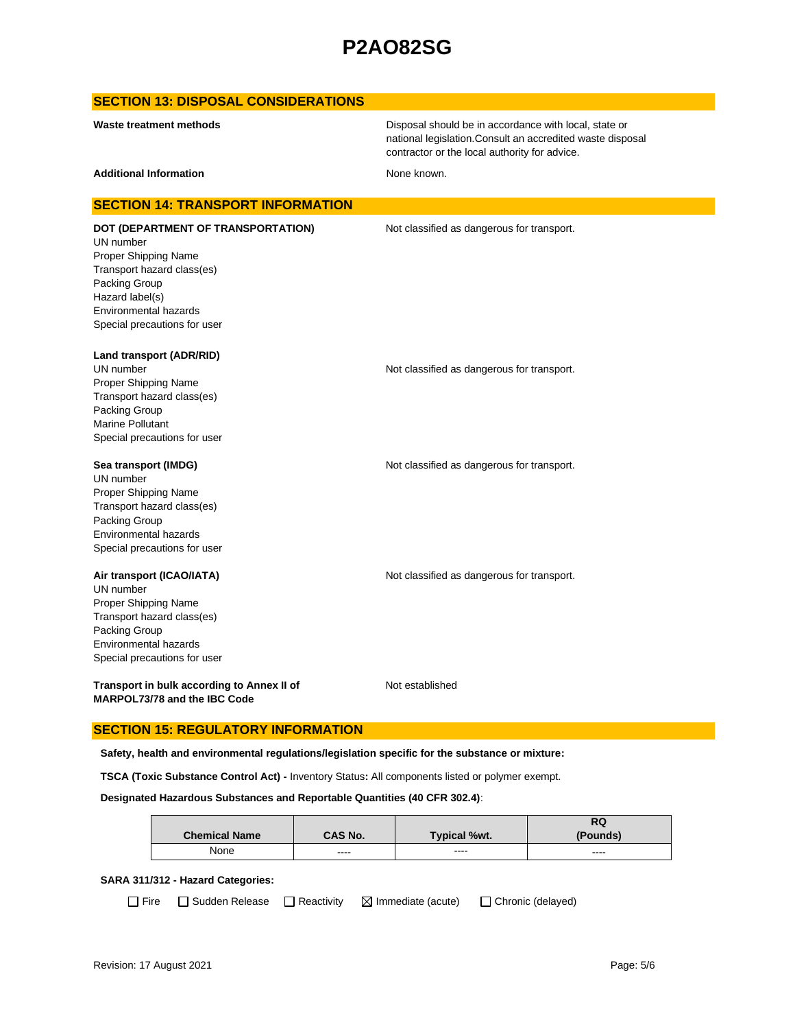## SECTION 13: DISPOSAL CONSIDERATIONS

**Waste treatment methods** — Disposal should be in accordance with local, state or national legislation.Consult an accredited waste disposal contractor or the local authority for advice.

**Additional Information** — None known.

## SECTION 14: TRANSPORT INFORMATION

**DOT (DEPARTMENT OF TRANSPORTATION)** — Not classified as dangerous for transport.

UN number
Proper Shipping Name
Transport hazard class(es)
Packing Group
Hazard label(s)
Environmental hazards
Special precautions for user

**Land transport (ADR/RID)**

UN number — Not classified as dangerous for transport.
Proper Shipping Name
Transport hazard class(es)
Packing Group
Marine Pollutant
Special precautions for user

**Sea transport (IMDG)** — Not classified as dangerous for transport.

UN number
Proper Shipping Name
Transport hazard class(es)
Packing Group
Environmental hazards
Special precautions for user

**Air transport (ICAO/IATA)** — Not classified as dangerous for transport.

UN number
Proper Shipping Name
Transport hazard class(es)
Packing Group
Environmental hazards
Special precautions for user

**Transport in bulk according to Annex II of MARPOL73/78 and the IBC Code** — Not established

## SECTION 15: REGULATORY INFORMATION

**Safety, health and environmental regulations/legislation specific for the substance or mixture:**

**TSCA (Toxic Substance Control Act) -** Inventory Status**:** All components listed or polymer exempt.

**Designated Hazardous Substances and Reportable Quantities (40 CFR 302.4)**:

| Chemical Name | CAS No. | Typical %wt. | RQ (Pounds) |
|---|---|---|---|
| None | ---- | ---- | ---- |

**SARA 311/312 - Hazard Categories:**

☐ Fire ☐ Sudden Release ☐ Reactivity ☒ Immediate (acute) ☐ Chronic (delayed)

Revision: 17 August 2021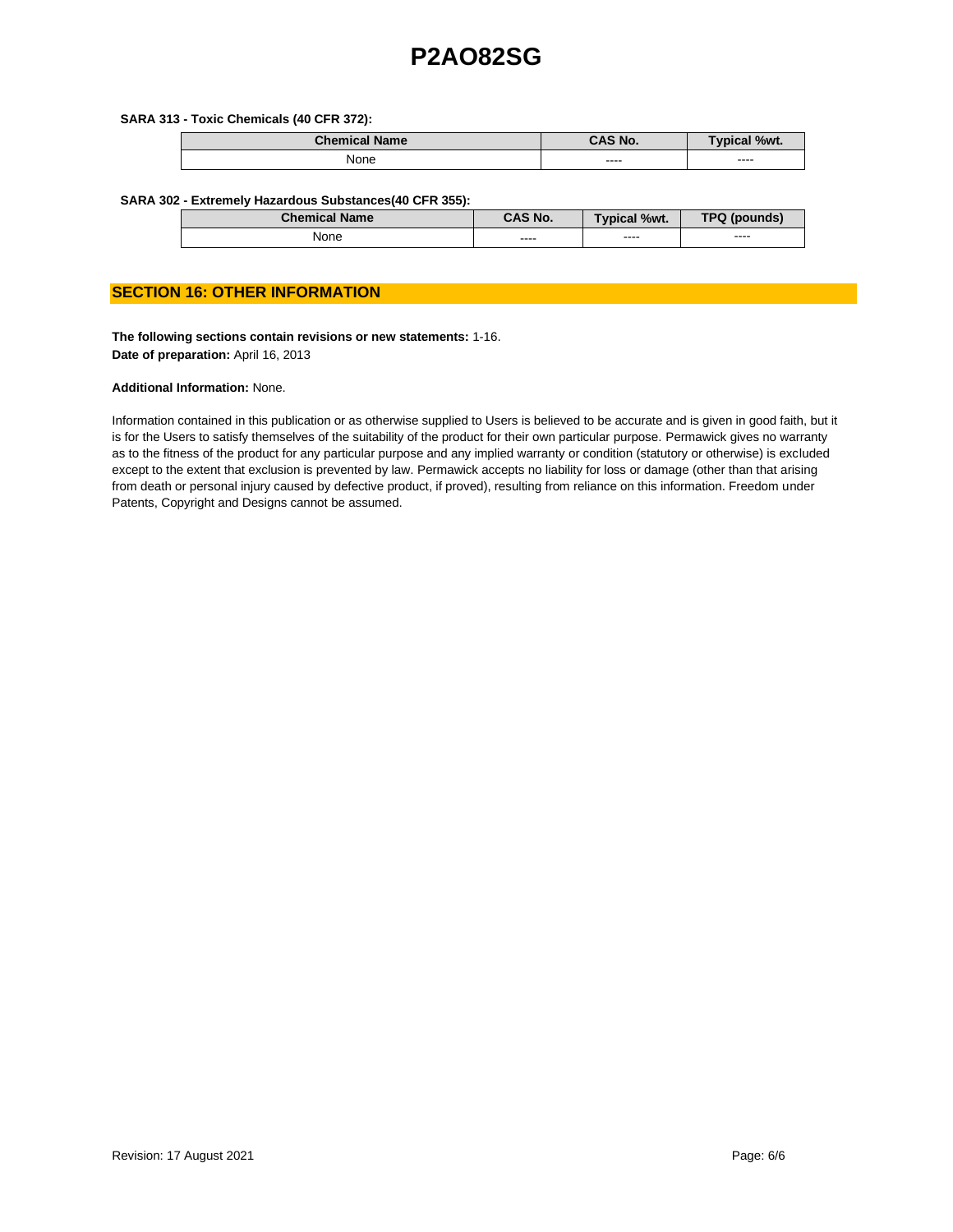**SARA 313 - Toxic Chemicals (40 CFR 372):**

| Chemical Name | CAS No. | Typical %wt. |
|---|---|---|
| None | ---- | ---- |

**SARA 302 - Extremely Hazardous Substances(40 CFR 355):**

| Chemical Name | CAS No. | Typical %wt. | TPQ (pounds) |
|---|---|---|---|
| None | ---- | ---- | ---- |

## SECTION 16: OTHER INFORMATION

**The following sections contain revisions or new statements:** 1-16.
**Date of preparation:** April 16, 2013

**Additional Information:** None.

Information contained in this publication or as otherwise supplied to Users is believed to be accurate and is given in good faith, but it is for the Users to satisfy themselves of the suitability of the product for their own particular purpose. Permawick gives no warranty as to the fitness of the product for any particular purpose and any implied warranty or condition (statutory or otherwise) is excluded except to the extent that exclusion is prevented by law. Permawick accepts no liability for loss or damage (other than that arising from death or personal injury caused by defective product, if proved), resulting from reliance on this information. Freedom under Patents, Copyright and Designs cannot be assumed.